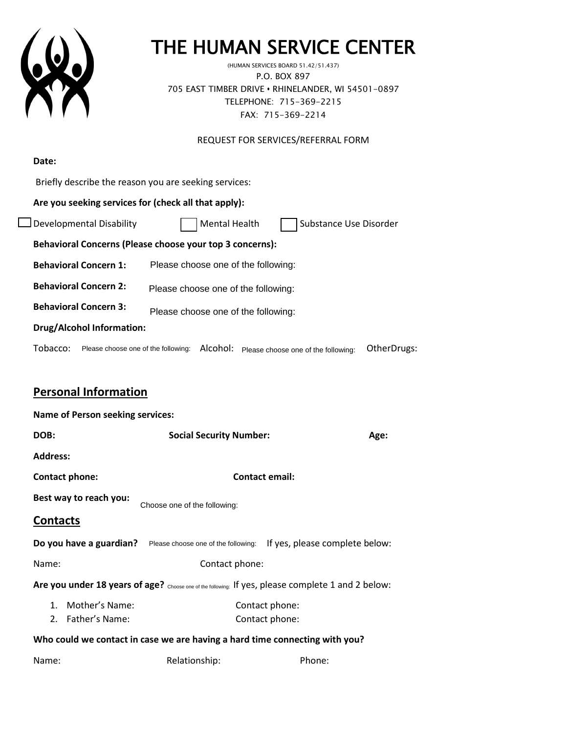# THE HUMAN SERVICE CENTER

(HUMAN SERVICES BOARD 51.42/51.437)
P.O. BOX 897
705 EAST TIMBER DRIVE • RHINELANDER, WI 54501-0897
TELEPHONE: 715-369-2215
FAX: 715-369-2214

REQUEST FOR SERVICES/REFERRAL FORM

**Date:**

Briefly describe the reason you are seeking services:

**Are you seeking services for (check all that apply):**

☐ Developmental Disability ☐ Mental Health ☐ Substance Use Disorder

**Behavioral Concerns (Please choose your top 3 concerns):**

**Behavioral Concern 1:** Please choose one of the following:

**Behavioral Concern 2:** Please choose one of the following:

**Behavioral Concern 3:** Please choose one of the following:

**Drug/Alcohol Information:**

Tobacco: Please choose one of the following: Alcohol: Please choose one of the following: OtherDrugs:

## Personal Information

**Name of Person seeking services:**

**DOB:** **Social Security Number:** **Age:**

**Address:**

**Contact phone:** **Contact email:**

**Best way to reach you:** Choose one of the following:

## Contacts

**Do you have a guardian?** Please choose one of the following: If yes, please complete below:

Name: Contact phone:

**Are you under 18 years of age?** Choose one of the following: If yes, please complete 1 and 2 below:

1. Mother's Name: Contact phone:
2. Father's Name: Contact phone:

**Who could we contact in case we are having a hard time connecting with you?**

Name: Relationship: Phone: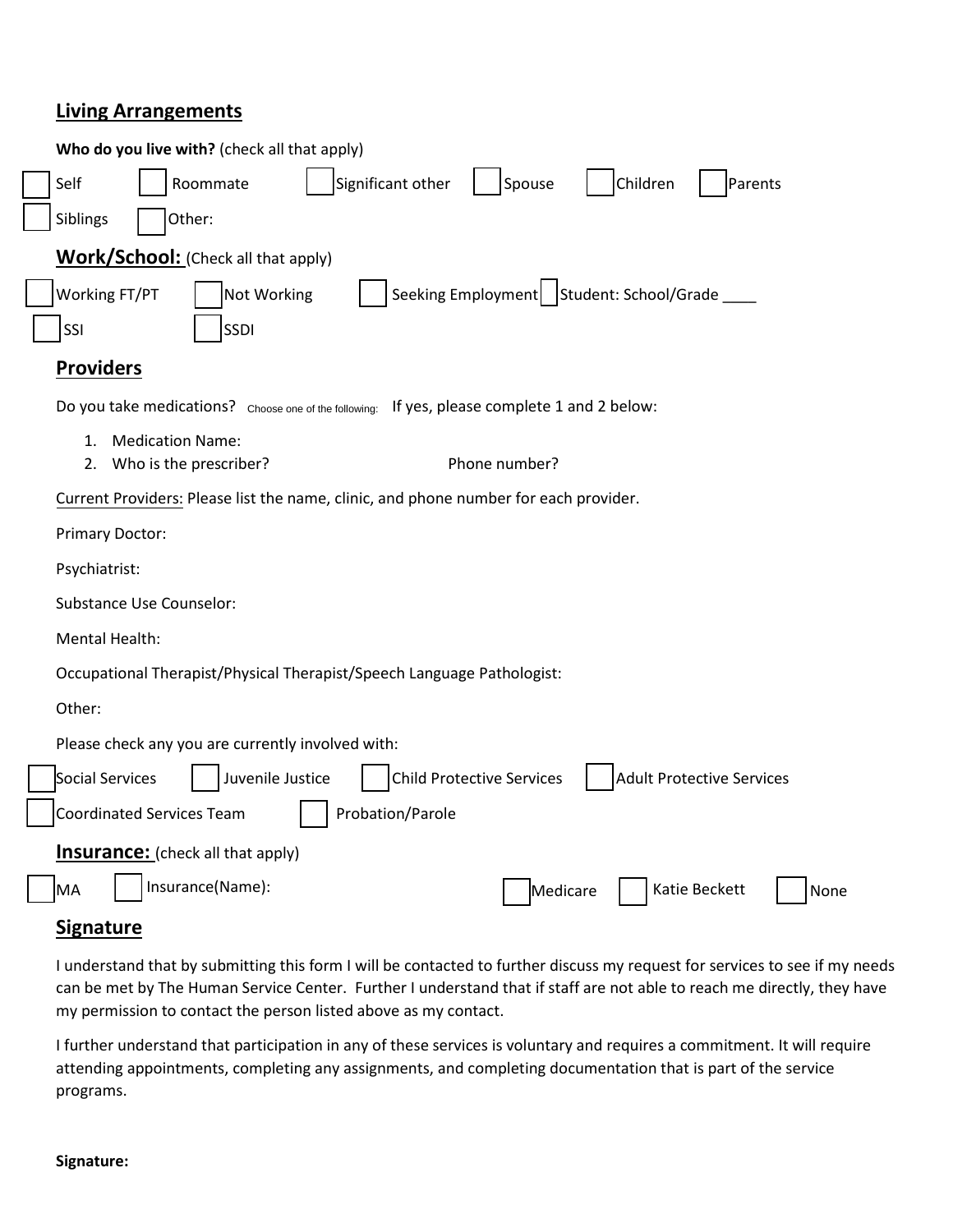## Living Arrangements

**Who do you live with?** (check all that apply)

- [ ] Self
- [ ] Roommate
- [ ] Significant other
- [ ] Spouse
- [ ] Children
- [ ] Parents
- [ ] Siblings
- [ ] Other:

## Work/School: (Check all that apply)

- [ ] Working FT/PT
- [ ] Not Working
- [ ] Seeking Employment
- [ ] Student: School/Grade ____
- [ ] SSI
- [ ] SSDI

## Providers

Do you take medications? Choose one of the following: If yes, please complete 1 and 2 below:

1. Medication Name:
2. Who is the prescriber? Phone number?

Current Providers: Please list the name, clinic, and phone number for each provider.

Primary Doctor:

Psychiatrist:

Substance Use Counselor:

Mental Health:

Occupational Therapist/Physical Therapist/Speech Language Pathologist:

Other:

Please check any you are currently involved with:

- [ ] Social Services
- [ ] Juvenile Justice
- [ ] Child Protective Services
- [ ] Adult Protective Services
- [ ] Coordinated Services Team
- [ ] Probation/Parole

## Insurance: (check all that apply)

- [ ] MA
- [ ] Insurance(Name):
- [ ] Medicare
- [ ] Katie Beckett
- [ ] None

## Signature

I understand that by submitting this form I will be contacted to further discuss my request for services to see if my needs can be met by The Human Service Center. Further I understand that if staff are not able to reach me directly, they have my permission to contact the person listed above as my contact.

I further understand that participation in any of these services is voluntary and requires a commitment. It will require attending appointments, completing any assignments, and completing documentation that is part of the service programs.

**Signature:**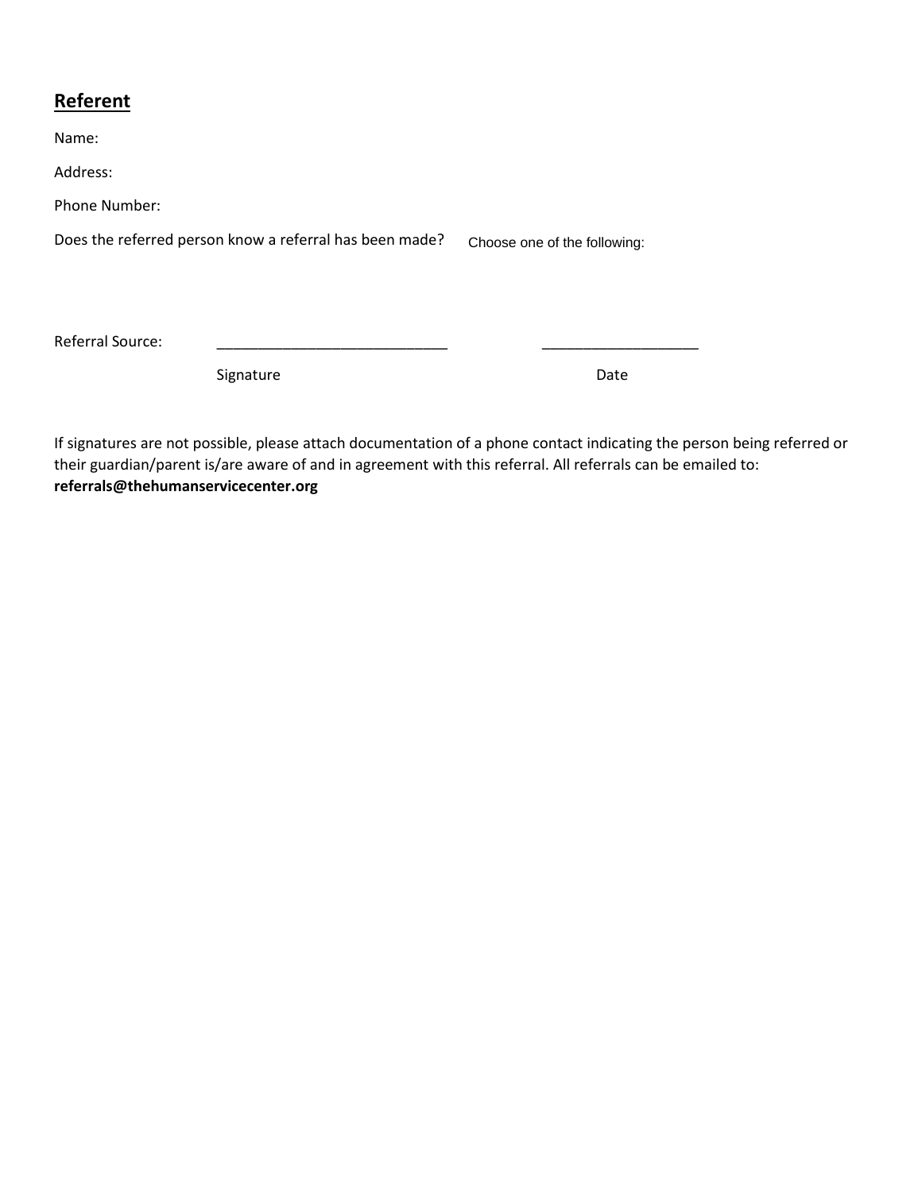## Referent

Name:

Address:

Phone Number:

Does the referred person know a referral has been made? Choose one of the following:

Referral Source: ____________________________ ___________________

Signature Date

If signatures are not possible, please attach documentation of a phone contact indicating the person being referred or their guardian/parent is/are aware of and in agreement with this referral. All referrals can be emailed to: **referrals@thehumanservicecenter.org**